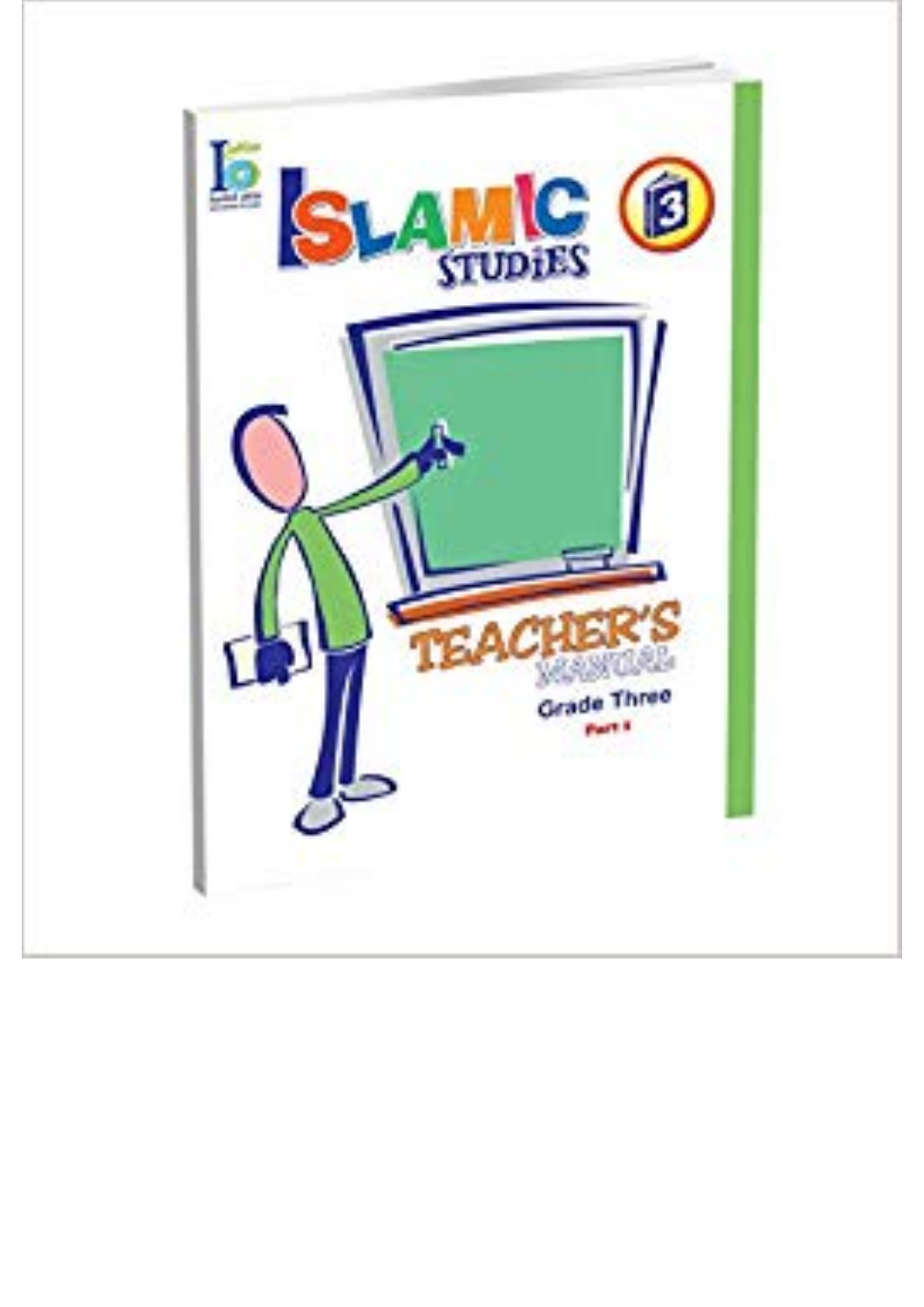# ISLAMIC STUDIES

3

## TEACHER'S MANUAL

Grade Three

Part 1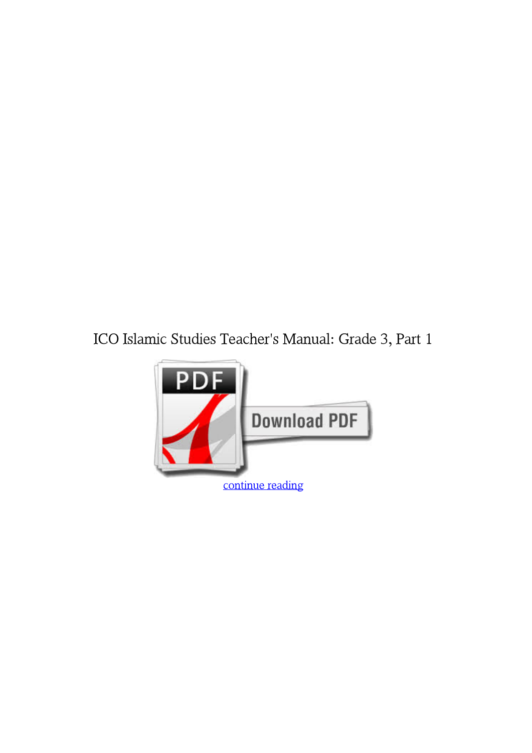ICO Islamic Studies Teacher's Manual: Grade 3, Part 1

continue reading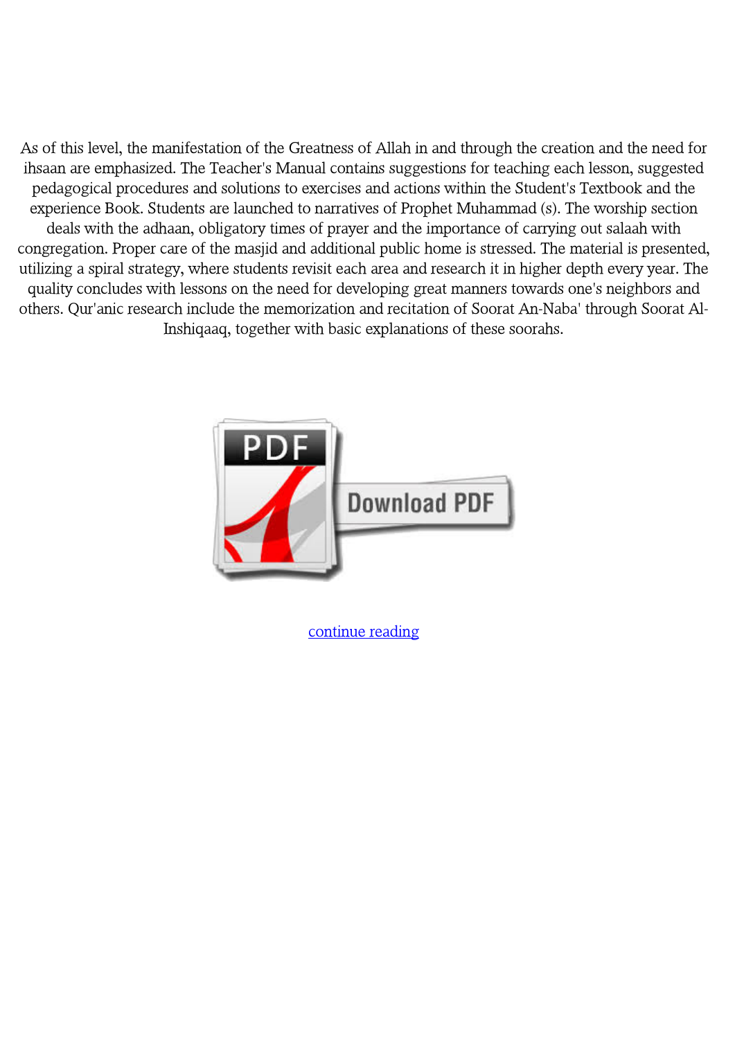As of this level, the manifestation of the Greatness of Allah in and through the creation and the need for ihsaan are emphasized. The Teacher's Manual contains suggestions for teaching each lesson, suggested pedagogical procedures and solutions to exercises and actions within the Student's Textbook and the experience Book. Students are launched to narratives of Prophet Muhammad (s). The worship section deals with the adhaan, obligatory times of prayer and the importance of carrying out salaah with congregation. Proper care of the masjid and additional public home is stressed. The material is presented, utilizing a spiral strategy, where students revisit each area and research it in higher depth every year. The quality concludes with lessons on the need for developing great manners towards one's neighbors and others. Qur'anic research include the memorization and recitation of Soorat An-Naba' through Soorat Al-Inshiqaaq, together with basic explanations of these soorahs.

Download PDF

continue reading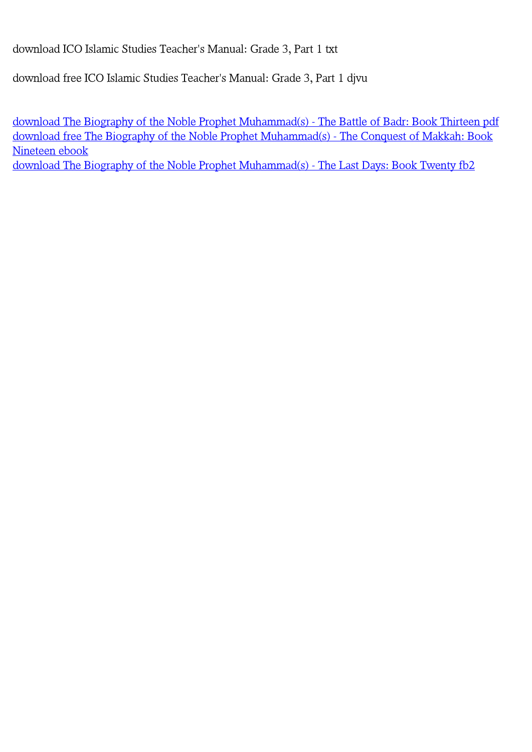download ICO Islamic Studies Teacher's Manual: Grade 3, Part 1 txt

download free ICO Islamic Studies Teacher's Manual: Grade 3, Part 1 djvu

download The Biography of the Noble Prophet Muhammad(s) - The Battle of Badr: Book Thirteen pdf
download free The Biography of the Noble Prophet Muhammad(s) - The Conquest of Makkah: Book Nineteen ebook
download The Biography of the Noble Prophet Muhammad(s) - The Last Days: Book Twenty fb2